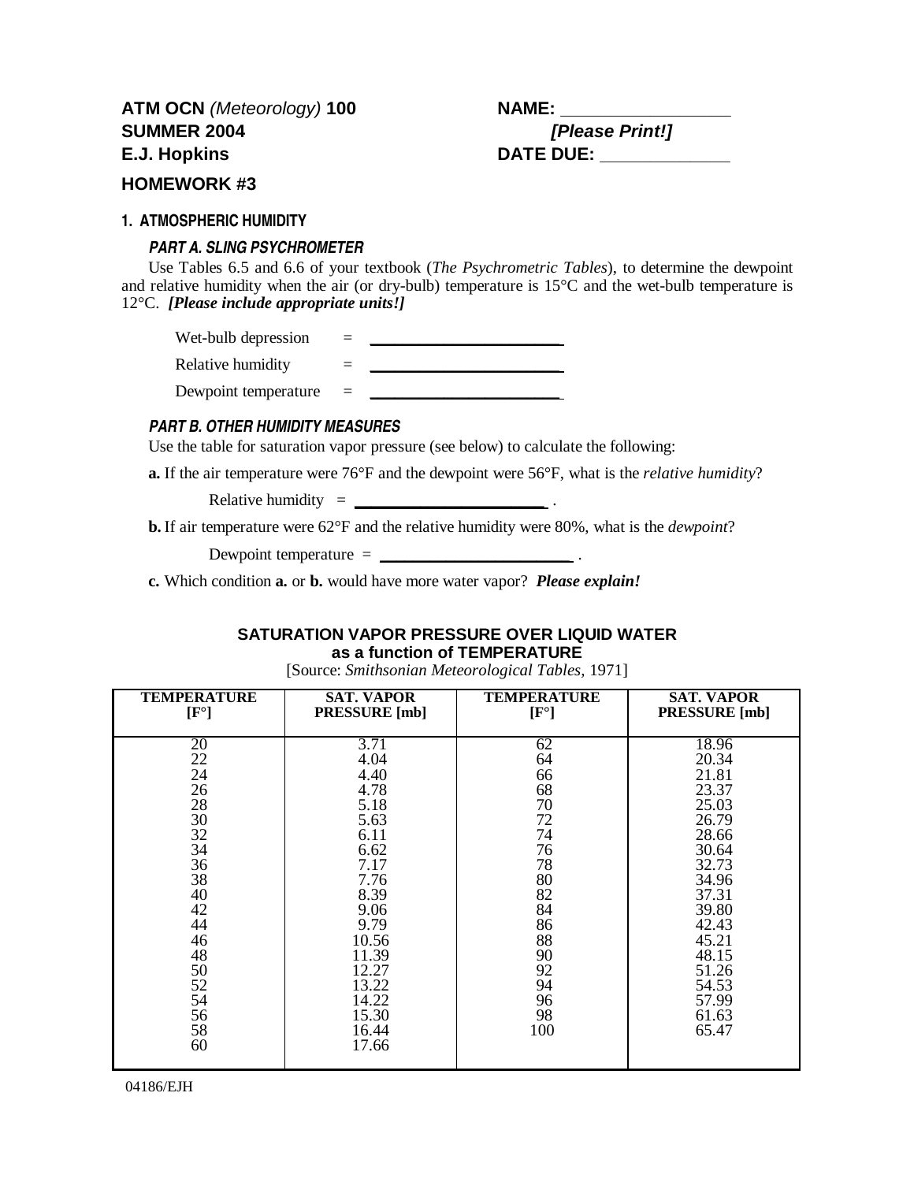**ATM OCN** *(Meteorology)* **100** **NAME:** ________________
**SUMMER 2004** ***[Please Print!]***
**E.J. Hopkins** **DATE DUE:** ____________

## HOMEWORK #3

### 1. ATMOSPHERIC HUMIDITY

#### *PART A. SLING PSYCHROMETER*

Use Tables 6.5 and 6.6 of your textbook (*The Psychrometric Tables*), to determine the dewpoint and relative humidity when the air (or dry-bulb) temperature is 15°C and the wet-bulb temperature is 12°C. ***[Please include appropriate units!]***

Wet-bulb depression = ______________________

Relative humidity = ______________________

Dewpoint temperature = ______________________

#### *PART B. OTHER HUMIDITY MEASURES*

Use the table for saturation vapor pressure (see below) to calculate the following:

**a.** If the air temperature were 76°F and the dewpoint were 56°F, what is the *relative humidity*?

Relative humidity = ______________________ .

**b.** If air temperature were 62°F and the relative humidity were 80%, what is the *dewpoint*?

Dewpoint temperature = ______________________ .

**c.** Which condition **a.** or **b.** would have more water vapor? ***Please explain!***

**SATURATION VAPOR PRESSURE OVER LIQUID WATER**
**as a function of TEMPERATURE**
[Source: *Smithsonian Meteorological Tables,* 1971]

| TEMPERATURE [F°] | SAT. VAPOR PRESSURE [mb] | TEMPERATURE [F°] | SAT. VAPOR PRESSURE [mb] |
|---|---|---|---|
| 20 | 3.71 | 62 | 18.96 |
| 22 | 4.04 | 64 | 20.34 |
| 24 | 4.40 | 66 | 21.81 |
| 26 | 4.78 | 68 | 23.37 |
| 28 | 5.18 | 70 | 25.03 |
| 30 | 5.63 | 72 | 26.79 |
| 32 | 6.11 | 74 | 28.66 |
| 34 | 6.62 | 76 | 30.64 |
| 36 | 7.17 | 78 | 32.73 |
| 38 | 7.76 | 80 | 34.96 |
| 40 | 8.39 | 82 | 37.31 |
| 42 | 9.06 | 84 | 39.80 |
| 44 | 9.79 | 86 | 42.43 |
| 46 | 10.56 | 88 | 45.21 |
| 48 | 11.39 | 90 | 48.15 |
| 50 | 12.27 | 92 | 51.26 |
| 52 | 13.22 | 94 | 54.53 |
| 54 | 14.22 | 96 | 57.99 |
| 56 | 15.30 | 98 | 61.63 |
| 58 | 16.44 | 100 | 65.47 |
| 60 | 17.66 | | |

04186/EJH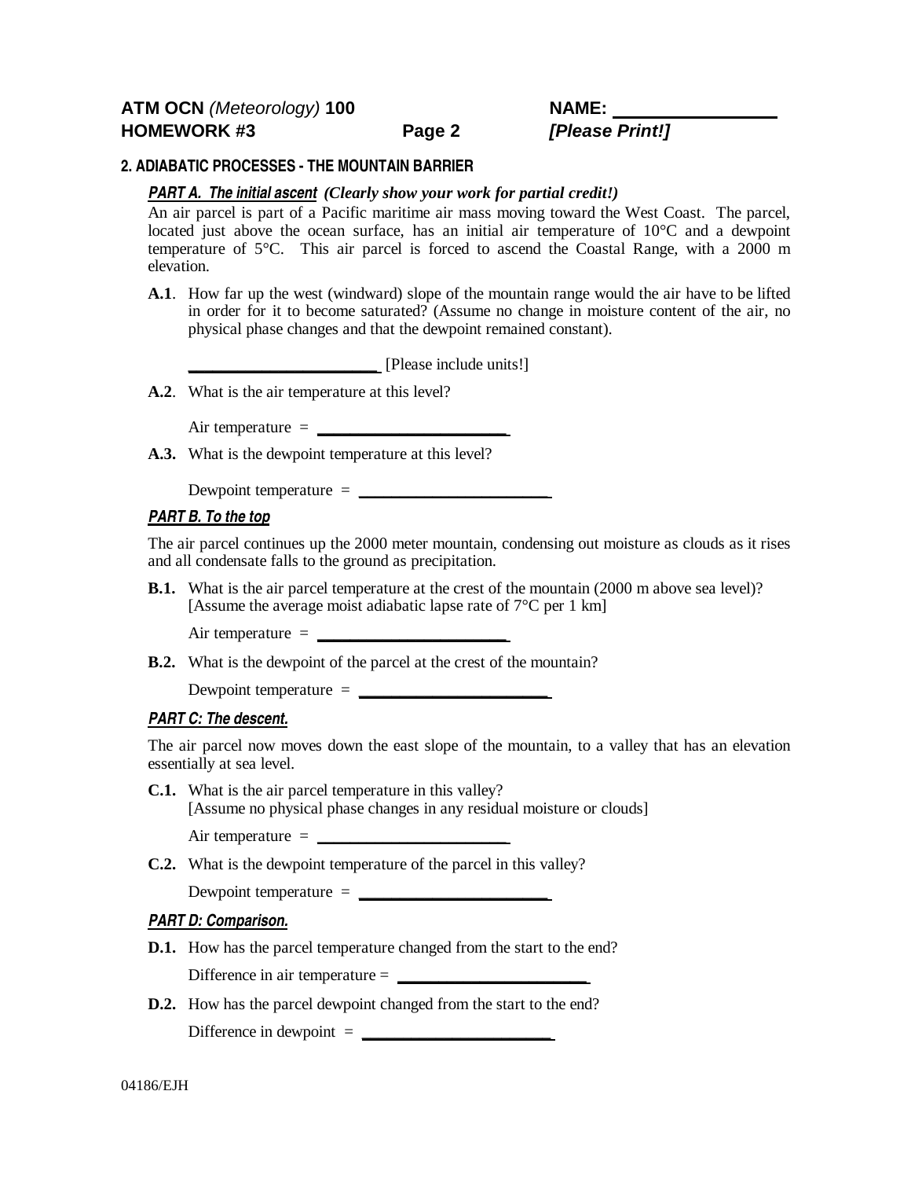**ATM OCN** *(Meteorology)* **100** **NAME:** ________________
**HOMEWORK #3** **Page 2** ***[Please Print!]***

## 2. ADIABATIC PROCESSES - THE MOUNTAIN BARRIER

***PART A. The initial ascent*** ***(Clearly show your work for partial credit!)***

An air parcel is part of a Pacific maritime air mass moving toward the West Coast. The parcel, located just above the ocean surface, has an initial air temperature of 10°C and a dewpoint temperature of 5°C. This air parcel is forced to ascend the Coastal Range, with a 2000 m elevation.

**A.1**. How far up the west (windward) slope of the mountain range would the air have to be lifted in order for it to become saturated? (Assume no change in moisture content of the air, no physical phase changes and that the dewpoint remained constant).

______________________ [Please include units!]

**A.2**. What is the air temperature at this level?

Air temperature = ______________________

**A.3.** What is the dewpoint temperature at this level?

Dewpoint temperature = ______________________

***PART B. To the top***

The air parcel continues up the 2000 meter mountain, condensing out moisture as clouds as it rises and all condensate falls to the ground as precipitation.

**B.1.** What is the air parcel temperature at the crest of the mountain (2000 m above sea level)? [Assume the average moist adiabatic lapse rate of 7°C per 1 km]

Air temperature = ______________________

**B.2.** What is the dewpoint of the parcel at the crest of the mountain?

Dewpoint temperature = ______________________

***PART C: The descent.***

The air parcel now moves down the east slope of the mountain, to a valley that has an elevation essentially at sea level.

**C.1.** What is the air parcel temperature in this valley?
[Assume no physical phase changes in any residual moisture or clouds]

Air temperature = ______________________

**C.2.** What is the dewpoint temperature of the parcel in this valley?

Dewpoint temperature = ______________________

***PART D: Comparison.***

**D.1.** How has the parcel temperature changed from the start to the end?

Difference in air temperature = ______________________

**D.2.** How has the parcel dewpoint changed from the start to the end?

Difference in dewpoint = ______________________

04186/EJH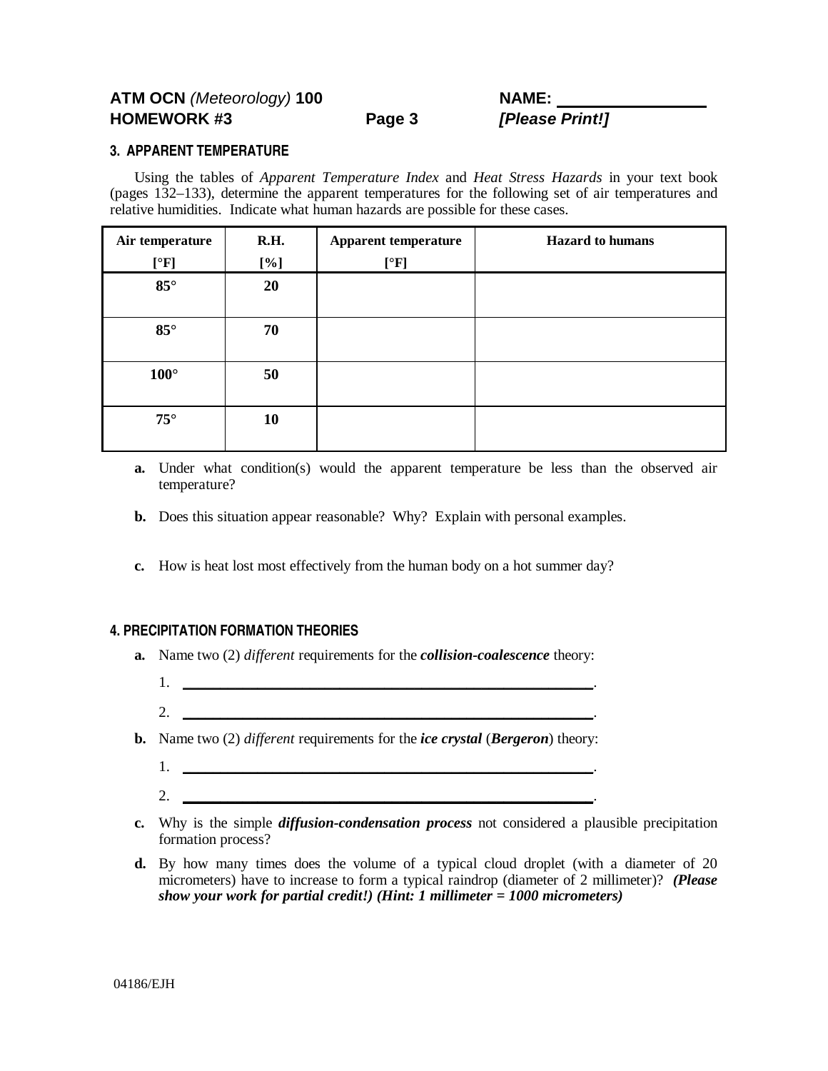**ATM OCN** *(Meteorology)* **100** **NAME:** ________________
**HOMEWORK #3** **Page 3** ***[Please Print!]***

### 3. APPARENT TEMPERATURE

Using the tables of *Apparent Temperature Index* and *Heat Stress Hazards* in your text book (pages 132–133), determine the apparent temperatures for the following set of air temperatures and relative humidities. Indicate what human hazards are possible for these cases.

| Air temperature [°F] | R.H. [%] | Apparent temperature [°F] | Hazard to humans |
|---|---|---|---|
| **85°** | **20** | | |
| **85°** | **70** | | |
| **100°** | **50** | | |
| **75°** | **10** | | |

**a.** Under what condition(s) would the apparent temperature be less than the observed air temperature?

**b.** Does this situation appear reasonable? Why? Explain with personal examples.

**c.** How is heat lost most effectively from the human body on a hot summer day?

### 4. PRECIPITATION FORMATION THEORIES

**a.** Name two (2) *different* requirements for the ***collision-coalescence*** theory:

1. ________________________________________________.
2. ________________________________________________.

**b.** Name two (2) *different* requirements for the ***ice crystal*** (***Bergeron***) theory:

1. ________________________________________________.
2. ________________________________________________.

**c.** Why is the simple ***diffusion-condensation process*** not considered a plausible precipitation formation process?

**d.** By how many times does the volume of a typical cloud droplet (with a diameter of 20 micrometers) have to increase to form a typical raindrop (diameter of 2 millimeter)? ***(Please show your work for partial credit!) (Hint: 1 millimeter = 1000 micrometers)***

04186/EJH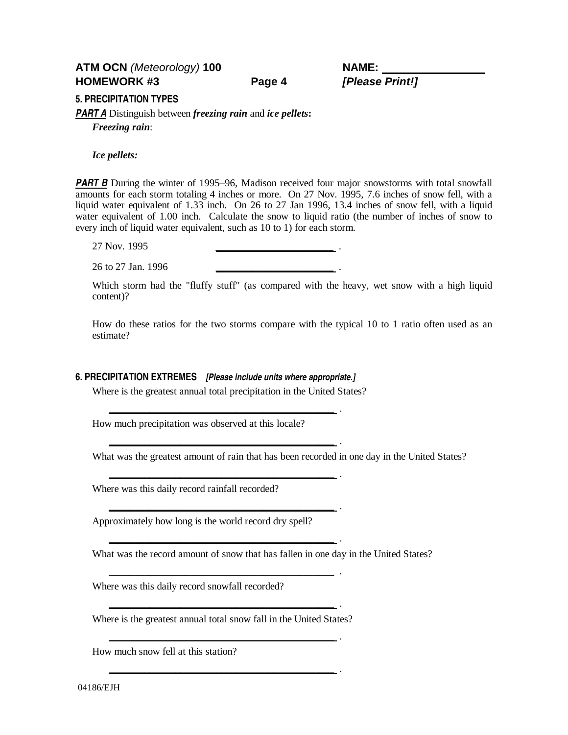**ATM OCN** *(Meteorology)* **100** **NAME:** ________________
**HOMEWORK #3** **Page 4** ***[Please Print!]***

### 5. PRECIPITATION TYPES

***PART A*** Distinguish between ***freezing rain*** and ***ice pellets*:**

***Freezing rain*:**

***Ice pellets:***

***PART B*** During the winter of 1995–96, Madison received four major snowstorms with total snowfall amounts for each storm totaling 4 inches or more. On 27 Nov. 1995, 7.6 inches of snow fell, with a liquid water equivalent of 1.33 inch. On 26 to 27 Jan 1996, 13.4 inches of snow fell, with a liquid water equivalent of 1.00 inch. Calculate the snow to liquid ratio (the number of inches of snow to every inch of liquid water equivalent, such as 10 to 1) for each storm.

27 Nov. 1995 ____________________ .

26 to 27 Jan. 1996 ____________________ .

Which storm had the "fluffy stuff" (as compared with the heavy, wet snow with a high liquid content)?

How do these ratios for the two storms compare with the typical 10 to 1 ratio often used as an estimate?

### 6. PRECIPITATION EXTREMES *[Please include units where appropriate.]*

Where is the greatest annual total precipitation in the United States?

________________________________________ .

How much precipitation was observed at this locale?

________________________________________ .

What was the greatest amount of rain that has been recorded in one day in the United States?

________________________________________ .

Where was this daily record rainfall recorded?

________________________________________ .

Approximately how long is the world record dry spell?

________________________________________ .

What was the record amount of snow that has fallen in one day in the United States?

________________________________________ .

Where was this daily record snowfall recorded?

________________________________________ .

Where is the greatest annual total snow fall in the United States?

________________________________________ .

How much snow fell at this station?

________________________________________ .

04186/EJH